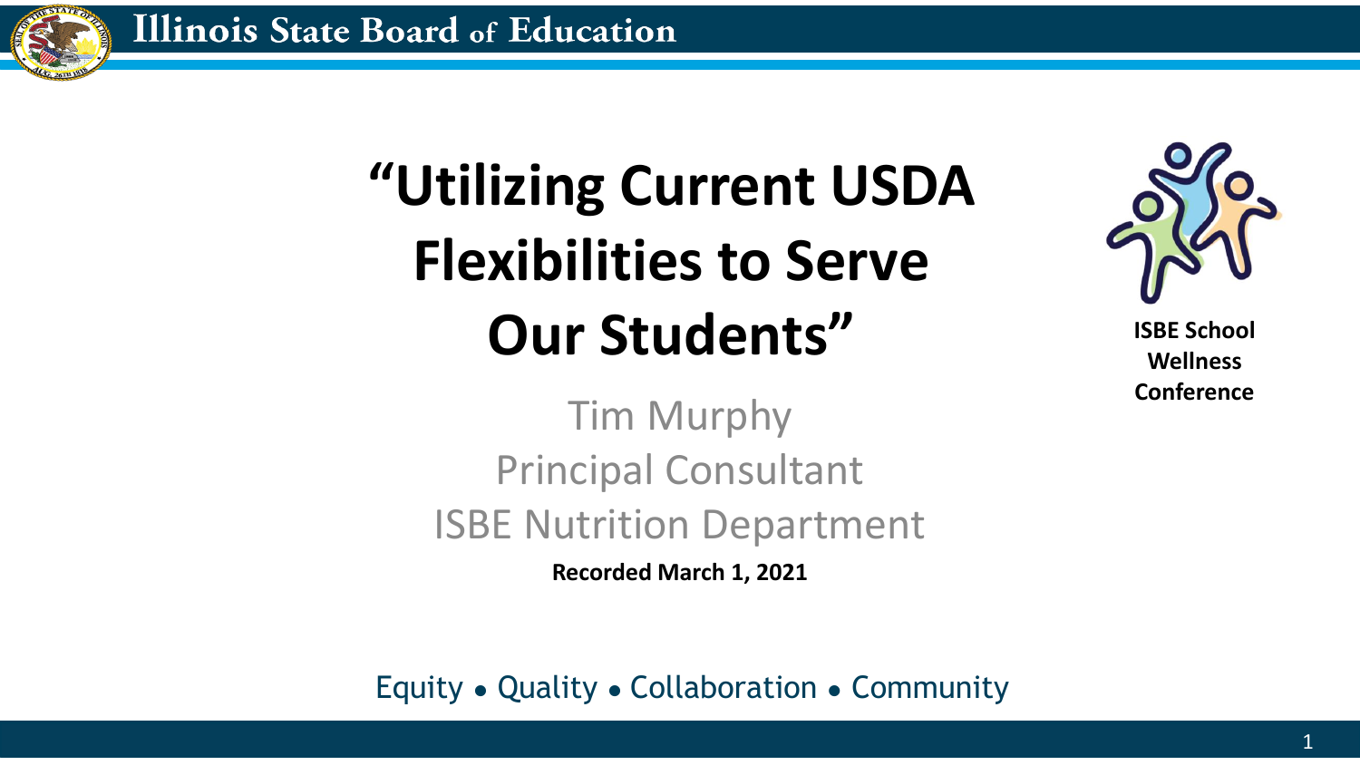Illinois State Board of Education

# "Utilizing Current USDA Flexibilities to Serve Our Students"

**ISBE School Wellness Conference**

Tim Murphy
Principal Consultant
ISBE Nutrition Department

**Recorded March 1, 2021**

Equity • Quality • Collaboration • Community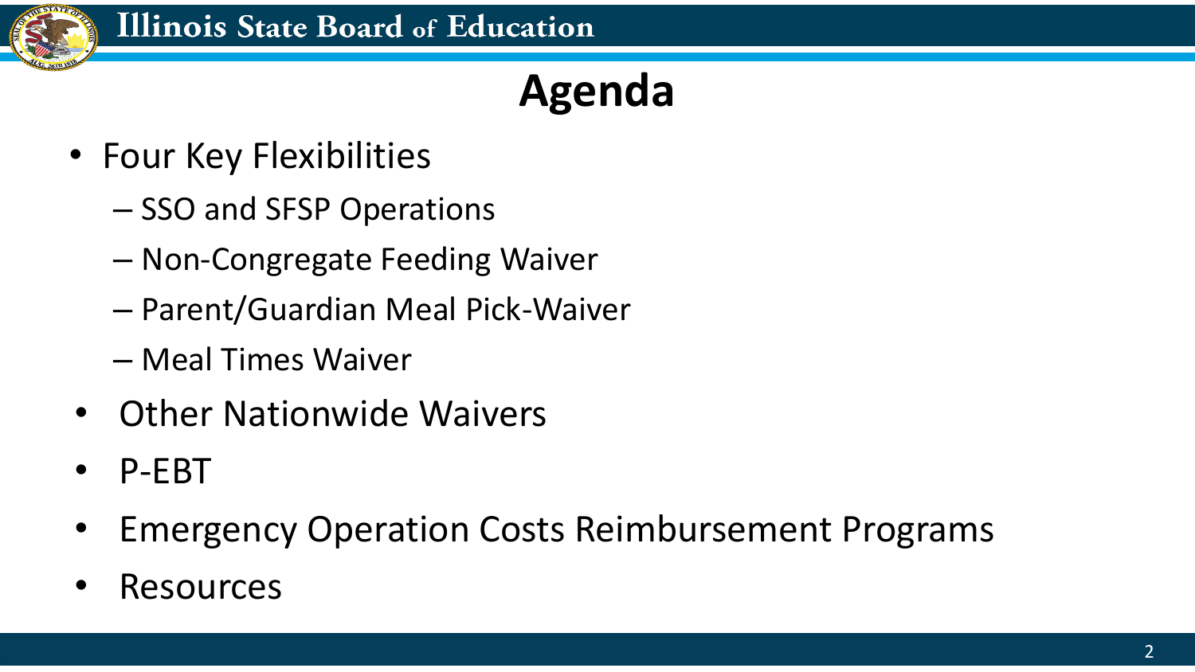# Agenda

- Four Key Flexibilities
  - SSO and SFSP Operations
  - Non-Congregate Feeding Waiver
  - Parent/Guardian Meal Pick-Waiver
  - Meal Times Waiver
- Other Nationwide Waivers
- P-EBT
- Emergency Operation Costs Reimbursement Programs
- Resources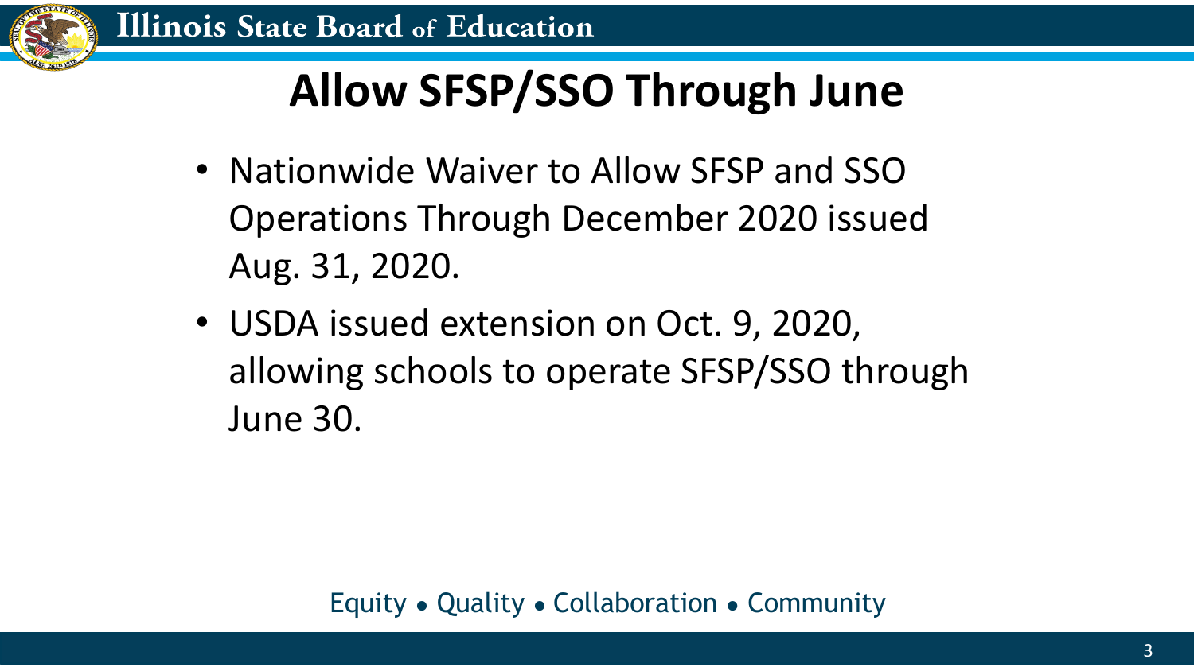# Allow SFSP/SSO Through June

- Nationwide Waiver to Allow SFSP and SSO Operations Through December 2020 issued Aug. 31, 2020.
- USDA issued extension on Oct. 9, 2020, allowing schools to operate SFSP/SSO through June 30.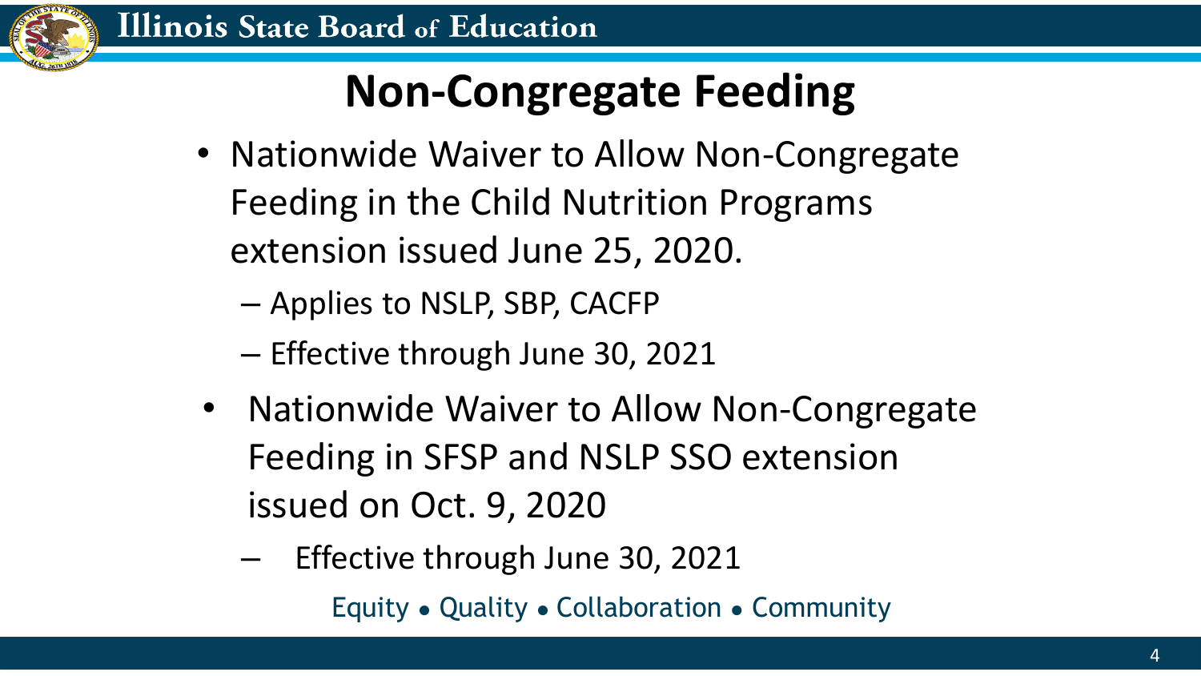# Non-Congregate Feeding

- Nationwide Waiver to Allow Non-Congregate Feeding in the Child Nutrition Programs extension issued June 25, 2020.
  - Applies to NSLP, SBP, CACFP
  - Effective through June 30, 2021
- Nationwide Waiver to Allow Non-Congregate Feeding in SFSP and NSLP SSO extension issued on Oct. 9, 2020
  - Effective through June 30, 2021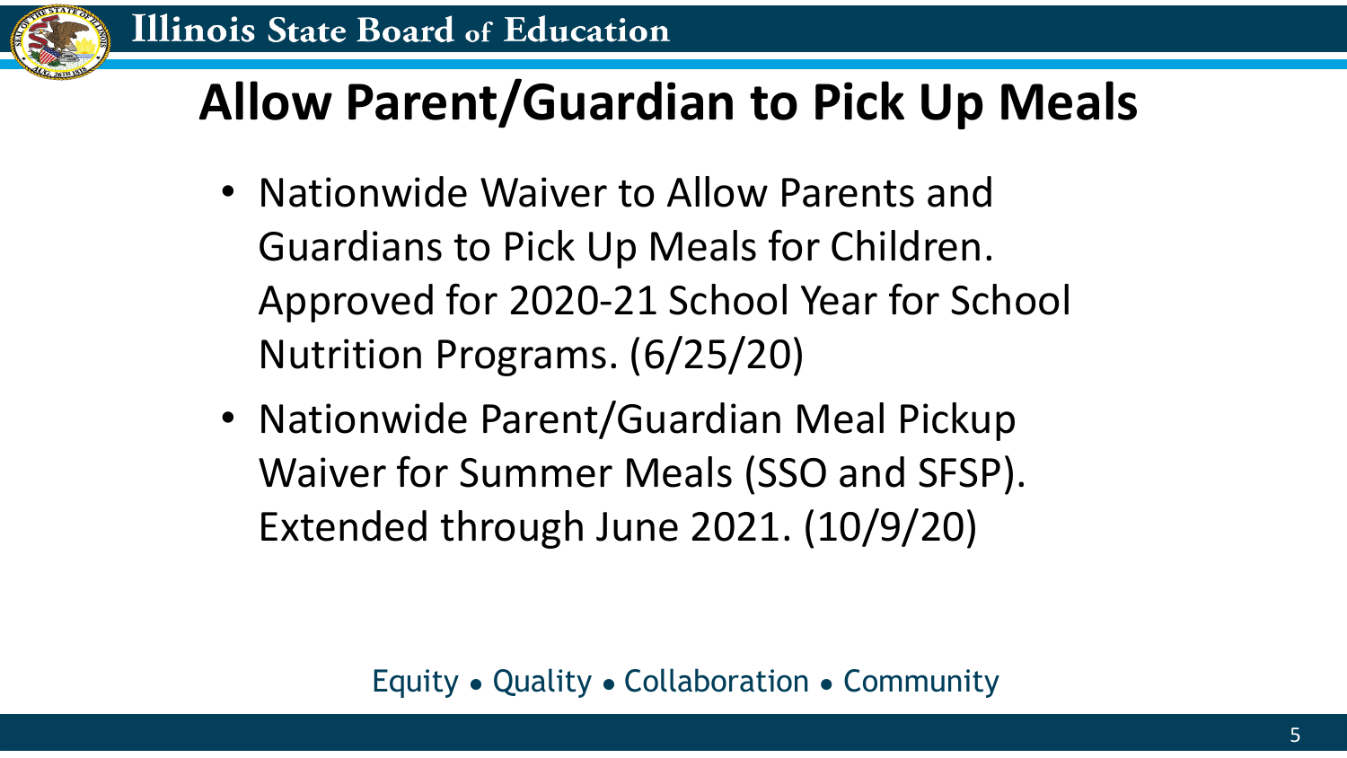# Allow Parent/Guardian to Pick Up Meals

- Nationwide Waiver to Allow Parents and Guardians to Pick Up Meals for Children. Approved for 2020-21 School Year for School Nutrition Programs. (6/25/20)
- Nationwide Parent/Guardian Meal Pickup Waiver for Summer Meals (SSO and SFSP). Extended through June 2021. (10/9/20)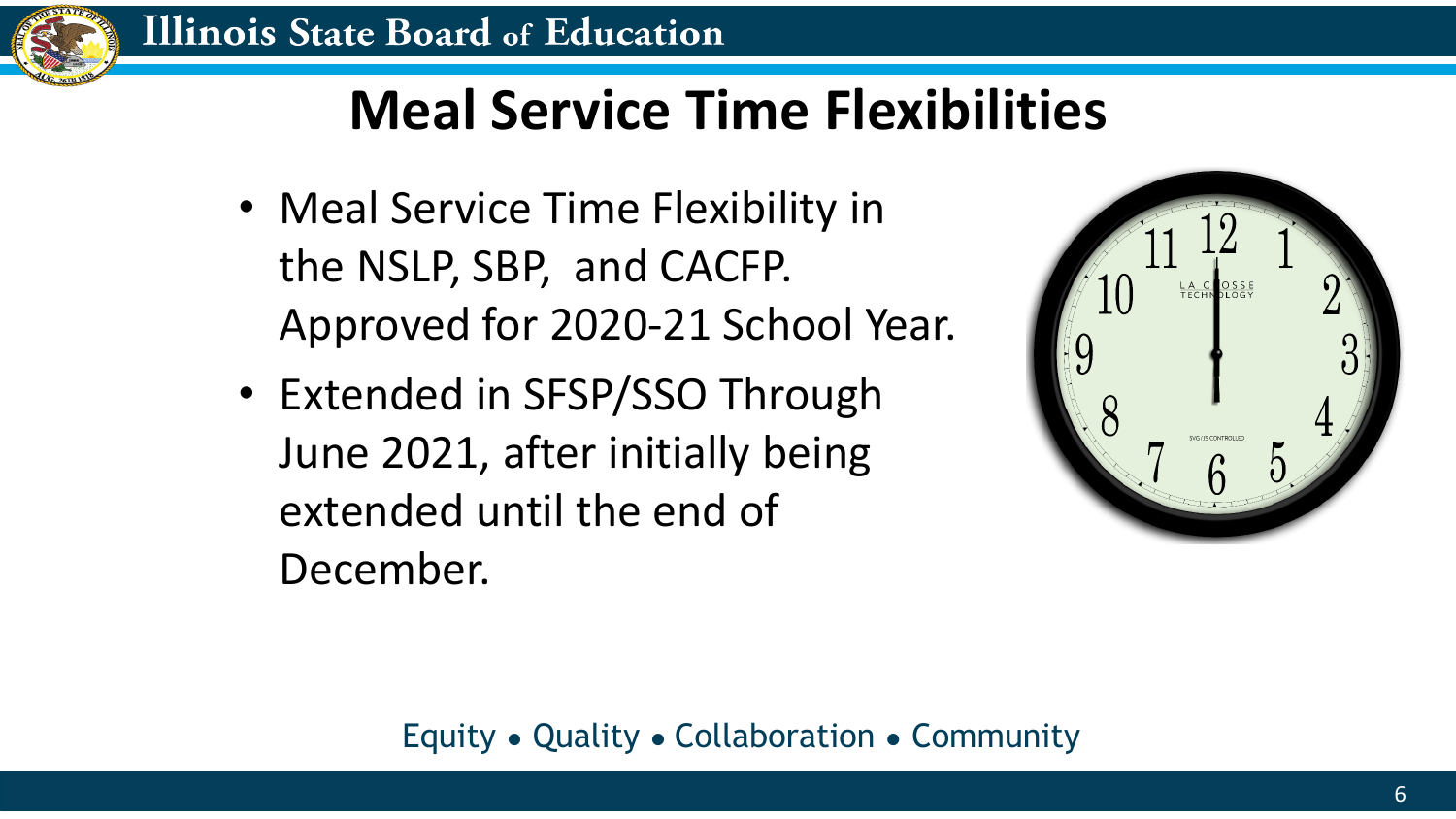# Meal Service Time Flexibilities

- Meal Service Time Flexibility in the NSLP, SBP, and CACFP. Approved for 2020-21 School Year.
- Extended in SFSP/SSO Through June 2021, after initially being extended until the end of December.

Equity • Quality • Collaboration • Community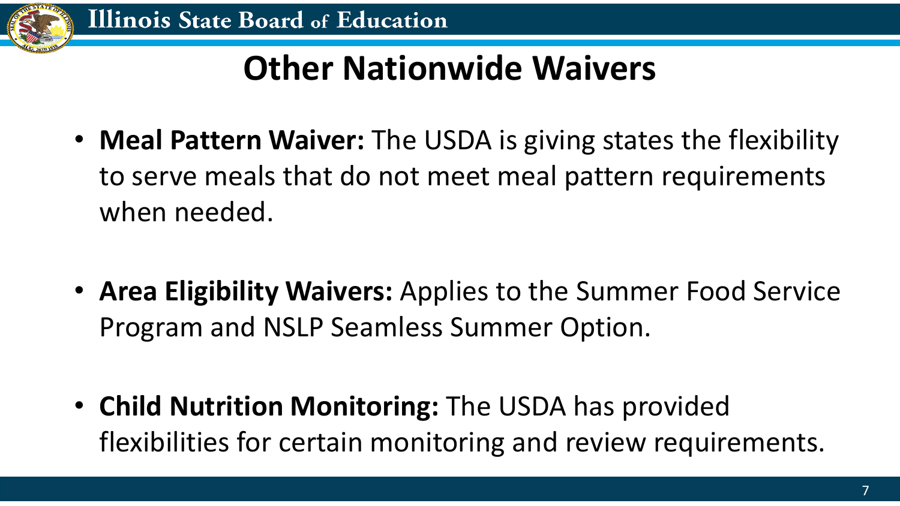# Other Nationwide Waivers

- **Meal Pattern Waiver:** The USDA is giving states the flexibility to serve meals that do not meet meal pattern requirements when needed.

- **Area Eligibility Waivers:** Applies to the Summer Food Service Program and NSLP Seamless Summer Option.

- **Child Nutrition Monitoring:** The USDA has provided flexibilities for certain monitoring and review requirements.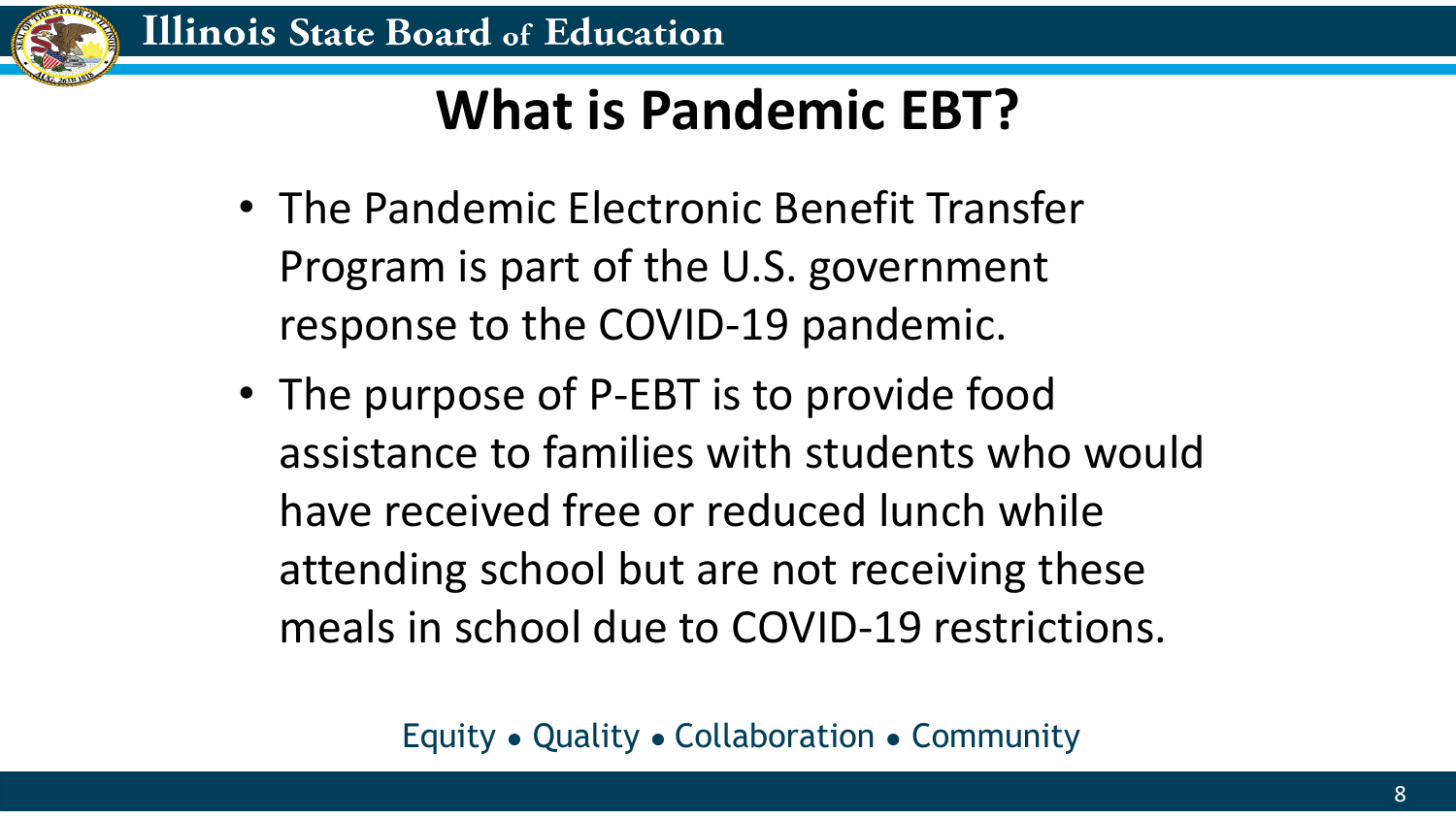# What is Pandemic EBT?

- The Pandemic Electronic Benefit Transfer Program is part of the U.S. government response to the COVID-19 pandemic.
- The purpose of P-EBT is to provide food assistance to families with students who would have received free or reduced lunch while attending school but are not receiving these meals in school due to COVID-19 restrictions.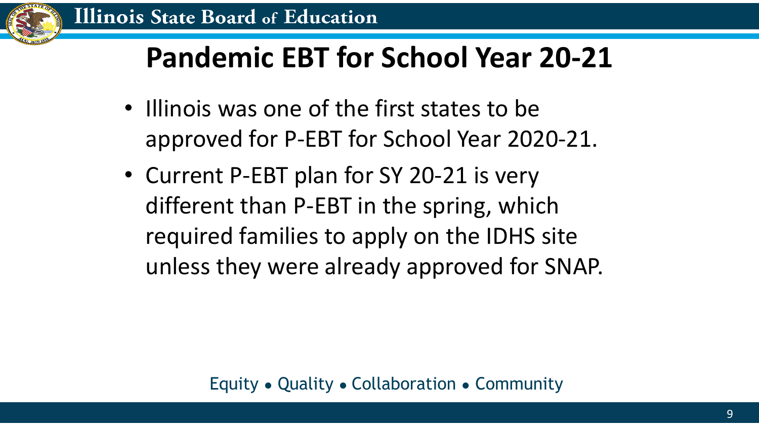# Pandemic EBT for School Year 20-21

- Illinois was one of the first states to be approved for P-EBT for School Year 2020-21.
- Current P-EBT plan for SY 20-21 is very different than P-EBT in the spring, which required families to apply on the IDHS site unless they were already approved for SNAP.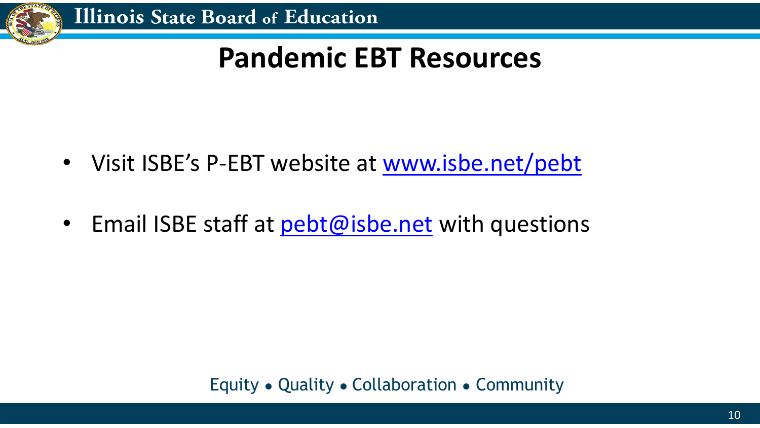# Pandemic EBT Resources

- Visit ISBE's P-EBT website at [www.isbe.net/pebt](http://www.isbe.net/pebt)
- Email ISBE staff at [pebt@isbe.net](mailto:pebt@isbe.net) with questions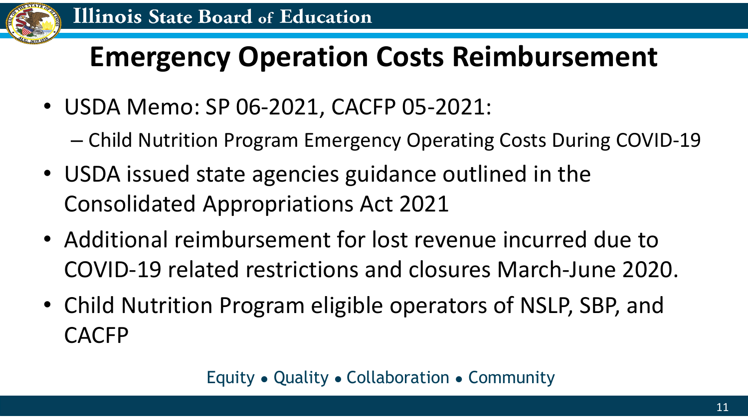# Emergency Operation Costs Reimbursement

- USDA Memo: SP 06-2021, CACFP 05-2021:
  - Child Nutrition Program Emergency Operating Costs During COVID-19
- USDA issued state agencies guidance outlined in the Consolidated Appropriations Act 2021
- Additional reimbursement for lost revenue incurred due to COVID-19 related restrictions and closures March-June 2020.
- Child Nutrition Program eligible operators of NSLP, SBP, and CACFP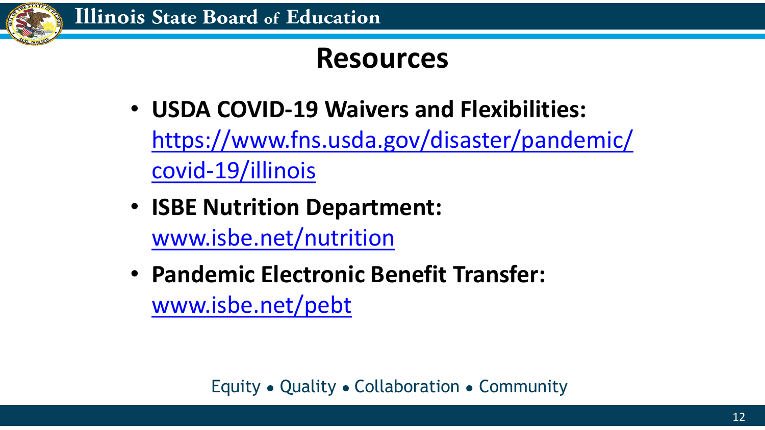# Resources

- **USDA COVID-19 Waivers and Flexibilities:** https://www.fns.usda.gov/disaster/pandemic/covid-19/illinois
- **ISBE Nutrition Department:** www.isbe.net/nutrition
- **Pandemic Electronic Benefit Transfer:** www.isbe.net/pebt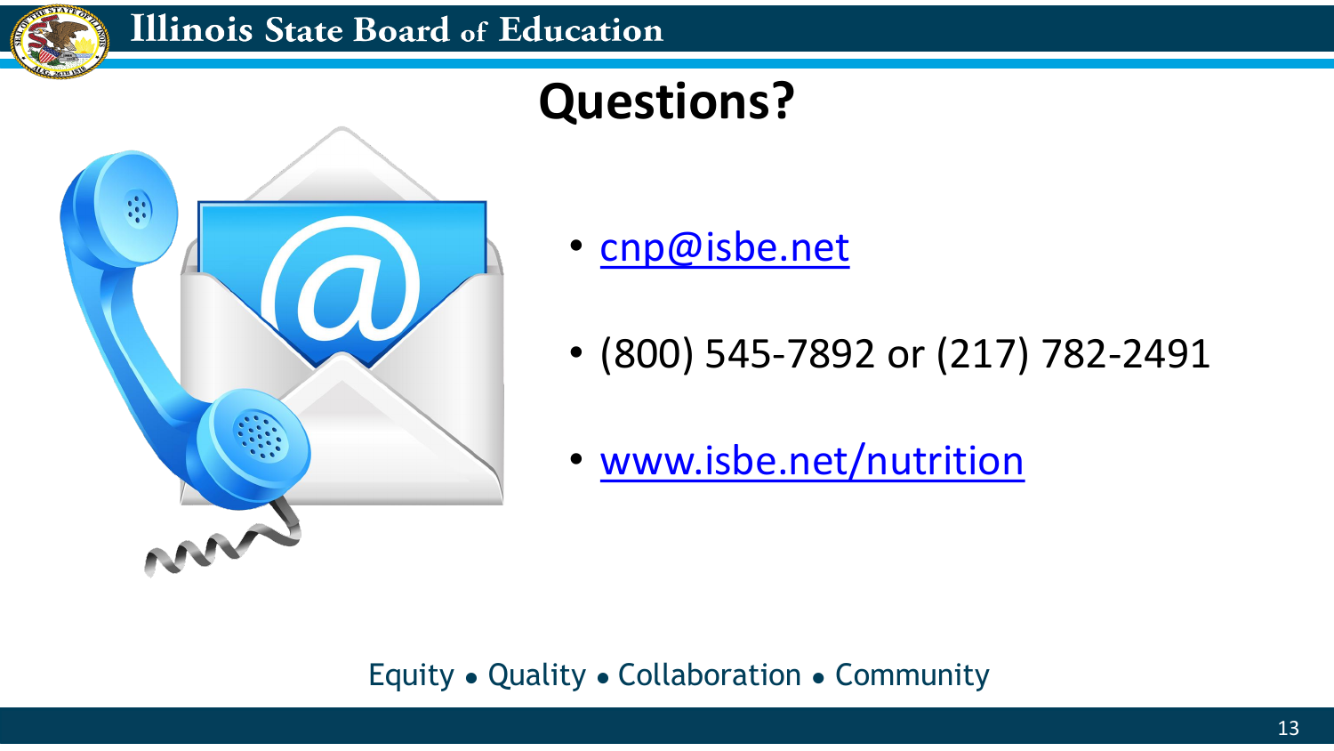# Questions?

- cnp@isbe.net
- (800) 545-7892 or (217) 782-2491
- www.isbe.net/nutrition

Equity • Quality • Collaboration • Community